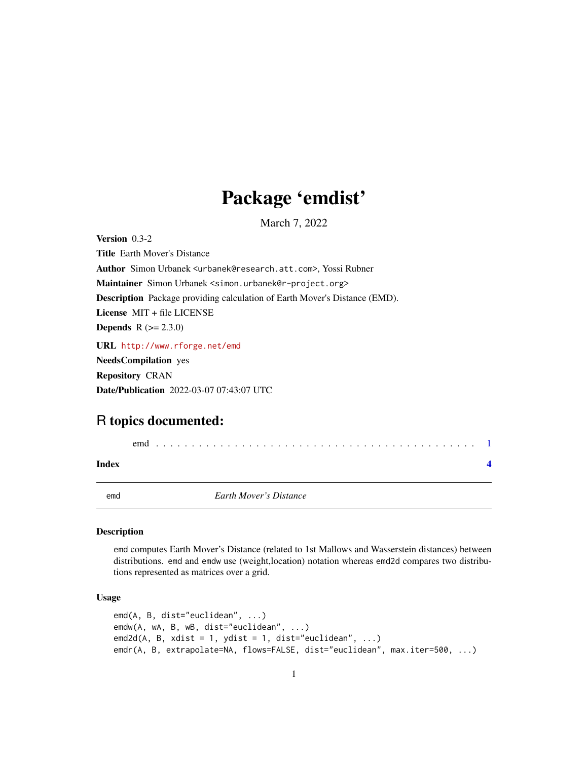# Package 'emdist'

March 7, 2022

**Version** 0.3-2

**Title** Earth Mover's Distance

**Author** Simon Urbanek <urbanek@research.att.com>, Yossi Rubner

**Maintainer** Simon Urbanek <simon.urbanek@r-project.org>

**Description** Package providing calculation of Earth Mover's Distance (EMD).

**License** MIT + file LICENSE

**Depends** R (>= 2.3.0)

**URL** http://www.rforge.net/emd

**NeedsCompilation** yes

**Repository** CRAN

**Date/Publication** 2022-03-07 07:43:07 UTC

## R topics documented:

emd . . . . . . . . . . . . . . . . . . . . . . . . . . . . . . . . . . . . . . . . . . . 1

**Index** **4**

---

emd *Earth Mover's Distance*

---

### Description

emd computes Earth Mover's Distance (related to 1st Mallows and Wasserstein distances) between distributions. emd and emdw use (weight,location) notation whereas emd2d compares two distributions represented as matrices over a grid.

### Usage

```
emd(A, B, dist="euclidean", ...)
emdw(A, wA, B, wB, dist="euclidean", ...)
emd2d(A, B, xdist = 1, ydist = 1, dist="euclidean", ...)
emdr(A, B, extrapolate=NA, flows=FALSE, dist="euclidean", max.iter=500, ...)
```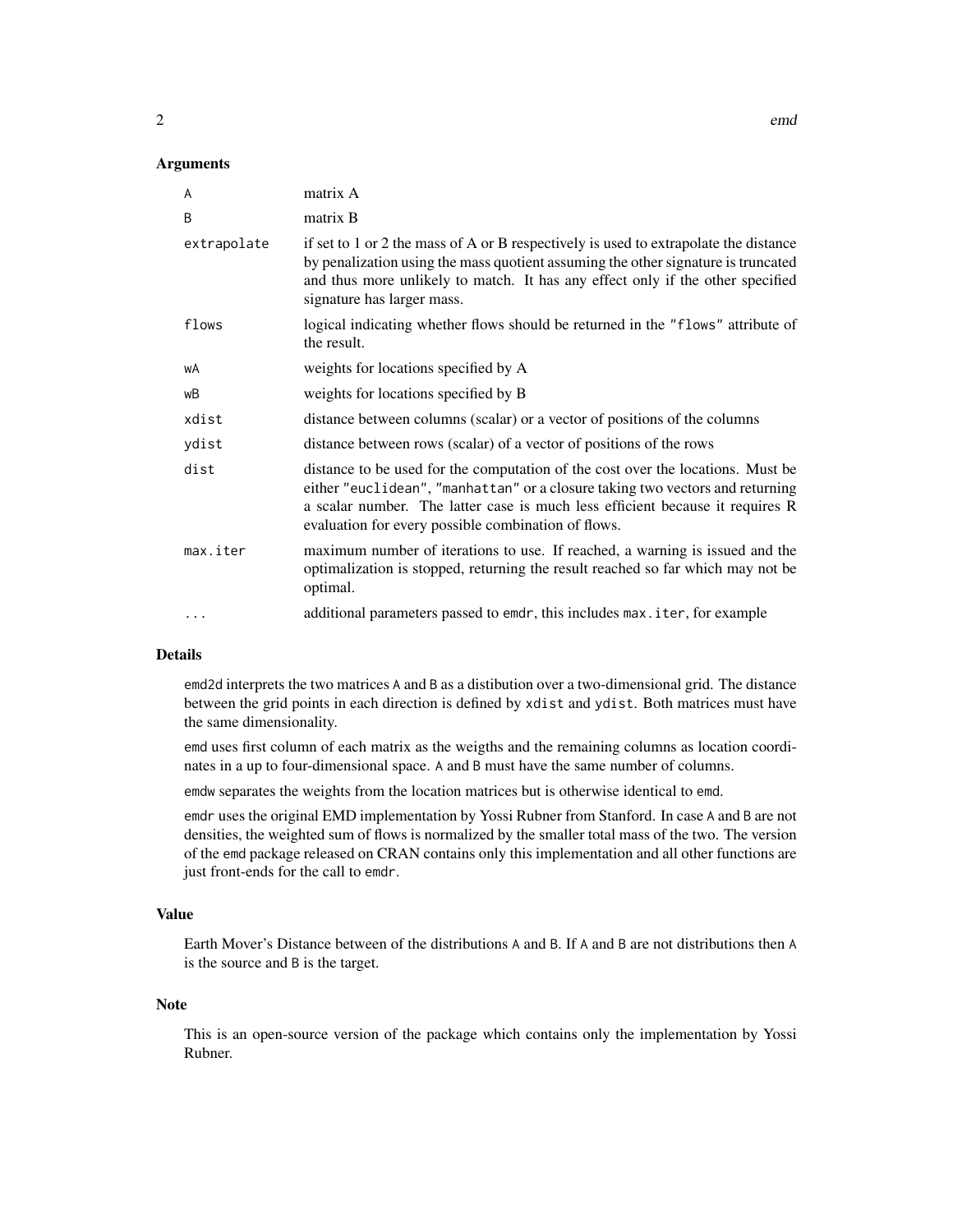## Arguments

| | |
|---|---|
| `A` | matrix A |
| `B` | matrix B |
| `extrapolate` | if set to 1 or 2 the mass of A or B respectively is used to extrapolate the distance by penalization using the mass quotient assuming the other signature is truncated and thus more unlikely to match. It has any effect only if the other specified signature has larger mass. |
| `flows` | logical indicating whether flows should be returned in the `"flows"` attribute of the result. |
| `wA` | weights for locations specified by A |
| `wB` | weights for locations specified by B |
| `xdist` | distance between columns (scalar) or a vector of positions of the columns |
| `ydist` | distance between rows (scalar) of a vector of positions of the rows |
| `dist` | distance to be used for the computation of the cost over the locations. Must be either `"euclidean"`, `"manhattan"` or a closure taking two vectors and returning a scalar number. The latter case is much less efficient because it requires R evaluation for every possible combination of flows. |
| `max.iter` | maximum number of iterations to use. If reached, a warning is issued and the optimalization is stopped, returning the result reached so far which may not be optimal. |
| `...` | additional parameters passed to `emdr`, this includes `max.iter`, for example |

## Details

`emd2d` interprets the two matrices `A` and `B` as a distibution over a two-dimensional grid. The distance between the grid points in each direction is defined by `xdist` and `ydist`. Both matrices must have the same dimensionality.

`emd` uses first column of each matrix as the weigths and the remaining columns as location coordinates in a up to four-dimensional space. `A` and `B` must have the same number of columns.

`emdw` separates the weights from the location matrices but is otherwise identical to `emd`.

`emdr` uses the original EMD implementation by Yossi Rubner from Stanford. In case `A` and `B` are not densities, the weighted sum of flows is normalized by the smaller total mass of the two. The version of the `emd` package released on CRAN contains only this implementation and all other functions are just front-ends for the call to `emdr`.

## Value

Earth Mover's Distance between of the distributions `A` and `B`. If `A` and `B` are not distributions then `A` is the source and `B` is the target.

## Note

This is an open-source version of the package which contains only the implementation by Yossi Rubner.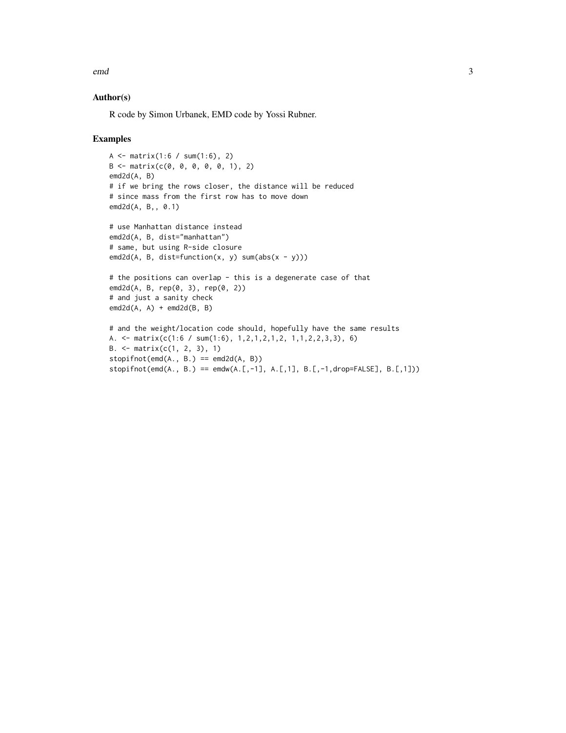### Author(s)

R code by Simon Urbanek, EMD code by Yossi Rubner.

### Examples

```
A <- matrix(1:6 / sum(1:6), 2)
B <- matrix(c(0, 0, 0, 0, 0, 1), 2)
emd2d(A, B)
# if we bring the rows closer, the distance will be reduced
# since mass from the first row has to move down
emd2d(A, B,, 0.1)

# use Manhattan distance instead
emd2d(A, B, dist="manhattan")
# same, but using R-side closure
emd2d(A, B, dist=function(x, y) sum(abs(x - y)))

# the positions can overlap - this is a degenerate case of that
emd2d(A, B, rep(0, 3), rep(0, 2))
# and just a sanity check
emd2d(A, A) + emd2d(B, B)

# and the weight/location code should, hopefully have the same results
A. <- matrix(c(1:6 / sum(1:6), 1,2,1,2,1,2, 1,1,2,2,3,3), 6)
B. <- matrix(c(1, 2, 3), 1)
stopifnot(emd(A., B.) == emd2d(A, B))
stopifnot(emd(A., B.) == emdw(A.[,-1], A.[,1], B.[,-1,drop=FALSE], B.[,1]))
```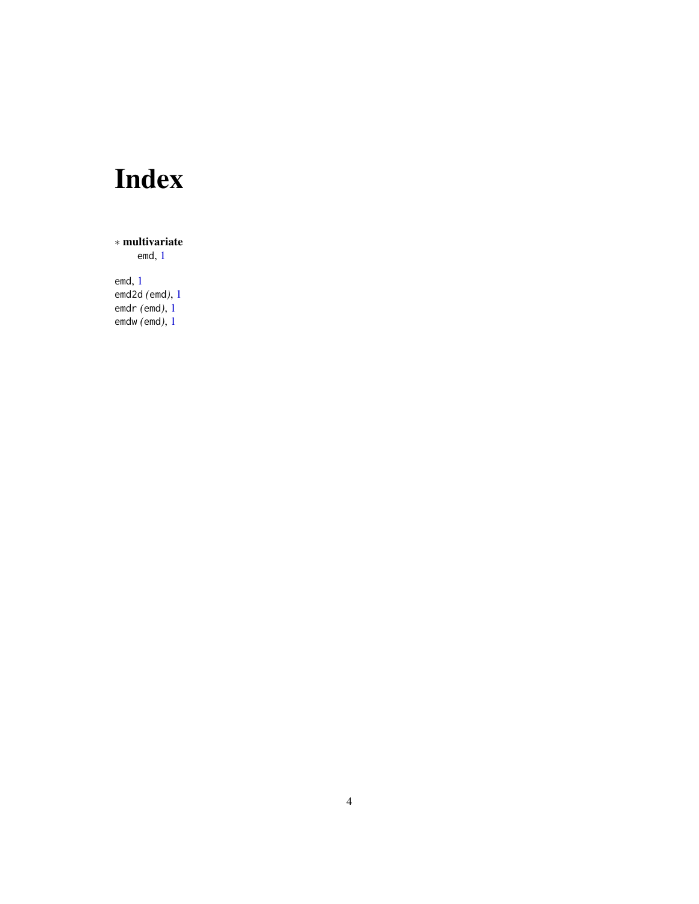# Index

∗ **multivariate**
    emd, 1

emd, 1
emd2d (emd), 1
emdr (emd), 1
emdw (emd), 1